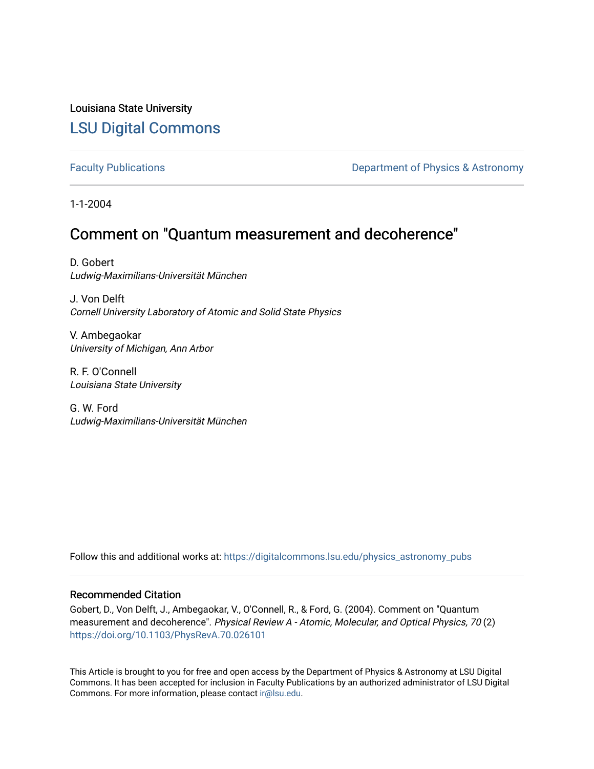Louisiana State University

# LSU Digital Commons

Faculty Publications

Department of Physics & Astronomy

1-1-2004

## Comment on "Quantum measurement and decoherence"

D. Gobert
*Ludwig-Maximilians-Universität München*

J. Von Delft
*Cornell University Laboratory of Atomic and Solid State Physics*

V. Ambegaokar
*University of Michigan, Ann Arbor*

R. F. O'Connell
*Louisiana State University*

G. W. Ford
*Ludwig-Maximilians-Universität München*

Follow this and additional works at: https://digitalcommons.lsu.edu/physics_astronomy_pubs

### Recommended Citation

Gobert, D., Von Delft, J., Ambegaokar, V., O'Connell, R., & Ford, G. (2004). Comment on "Quantum measurement and decoherence". *Physical Review A - Atomic, Molecular, and Optical Physics, 70* (2) https://doi.org/10.1103/PhysRevA.70.026101

This Article is brought to you for free and open access by the Department of Physics & Astronomy at LSU Digital Commons. It has been accepted for inclusion in Faculty Publications by an authorized administrator of LSU Digital Commons. For more information, please contact ir@lsu.edu.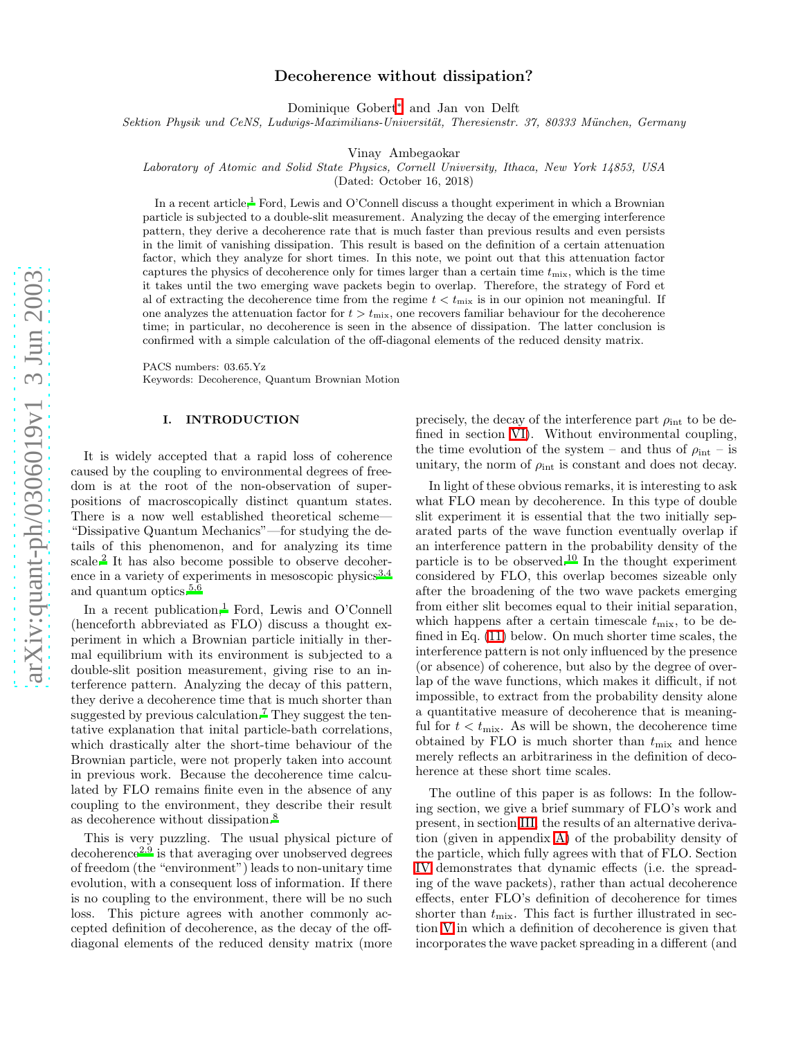# Decoherence without dissipation?

Dominique Gobert[*] and Jan von Delft
*Sektion Physik und CeNS, Ludwigs-Maximilians-Universität, Theresienstr. 37, 80333 München, Germany*

Vinay Ambegaokar
*Laboratory of Atomic and Solid State Physics, Cornell University, Ithaca, New York 14853, USA*
(Dated: October 16, 2018)

In a recent article,[1] Ford, Lewis and O'Connell discuss a thought experiment in which a Brownian particle is subjected to a double-slit measurement. Analyzing the decay of the emerging interference pattern, they derive a decoherence rate that is much faster than previous results and even persists in the limit of vanishing dissipation. This result is based on the definition of a certain attenuation factor, which they analyze for short times. In this note, we point out that this attenuation factor captures the physics of decoherence only for times larger than a certain time $t_{\text{mix}}$, which is the time it takes until the two emerging wave packets begin to overlap. Therefore, the strategy of Ford et al of extracting the decoherence time from the regime $t < t_{\text{mix}}$ is in our opinion not meaningful. If one analyzes the attenuation factor for $t > t_{\text{mix}}$, one recovers familiar behaviour for the decoherence time; in particular, no decoherence is seen in the absence of dissipation. The latter conclusion is confirmed with a simple calculation of the off-diagonal elements of the reduced density matrix.

PACS numbers: 03.65.Yz
Keywords: Decoherence, Quantum Brownian Motion

## I. INTRODUCTION

It is widely accepted that a rapid loss of coherence caused by the coupling to environmental degrees of freedom is at the root of the non-observation of superpositions of macroscopically distinct quantum states. There is a now well established theoretical scheme—"Dissipative Quantum Mechanics"—for studying the details of this phenomenon, and for analyzing its time scale.[2] It has also become possible to observe decoherence in a variety of experiments in mesoscopic physics[3,4] and quantum optics.[5,6]

In a recent publication,[1] Ford, Lewis and O'Connell (henceforth abbreviated as FLO) discuss a thought experiment in which a Brownian particle initially in thermal equilibrium with its environment is subjected to a double-slit position measurement, giving rise to an interference pattern. Analyzing the decay of this pattern, they derive a decoherence time that is much shorter than suggested by previous calculation.[7] They suggest the tentative explanation that inital particle-bath correlations, which drastically alter the short-time behaviour of the Brownian particle, were not properly taken into account in previous work. Because the decoherence time calculated by FLO remains finite even in the absence of any coupling to the environment, they describe their result as decoherence without dissipation.[8]

This is very puzzling. The usual physical picture of decoherence[2,9] is that averaging over unobserved degrees of freedom (the "environment") leads to non-unitary time evolution, with a consequent loss of information. If there is no coupling to the environment, there will be no such loss. This picture agrees with another commonly accepted definition of decoherence, as the decay of the off-diagonal elements of the reduced density matrix (more precisely, the decay of the interference part $\rho_{\text{int}}$ to be defined in section VI). Without environmental coupling, the time evolution of the system – and thus of $\rho_{\text{int}}$ – is unitary, the norm of $\rho_{\text{int}}$ is constant and does not decay.

In light of these obvious remarks, it is interesting to ask what FLO mean by decoherence. In this type of double slit experiment it is essential that the two initially separated parts of the wave function eventually overlap if an interference pattern in the probability density of the particle is to be observed.[10] In the thought experiment considered by FLO, this overlap becomes sizeable only after the broadening of the two wave packets emerging from either slit becomes equal to their initial separation, which happens after a certain timescale $t_{\text{mix}}$, to be defined in Eq. (11) below. On much shorter time scales, the interference pattern is not only influenced by the presence (or absence) of coherence, but also by the degree of overlap of the wave functions, which makes it difficult, if not impossible, to extract from the probability density alone a quantitative measure of decoherence that is meaningful for $t < t_{\text{mix}}$. As will be shown, the decoherence time obtained by FLO is much shorter than $t_{\text{mix}}$ and hence merely reflects an arbitrariness in the definition of decoherence at these short time scales.

The outline of this paper is as follows: In the following section, we give a brief summary of FLO's work and present, in section III, the results of an alternative derivation (given in appendix A) of the probability density of the particle, which fully agrees with that of FLO. Section IV demonstrates that dynamic effects (i.e. the spreading of the wave packets), rather than actual decoherence effects, enter FLO's definition of decoherence for times shorter than $t_{\text{mix}}$. This fact is further illustrated in section V in which a definition of decoherence is given that incorporates the wave packet spreading in a different (and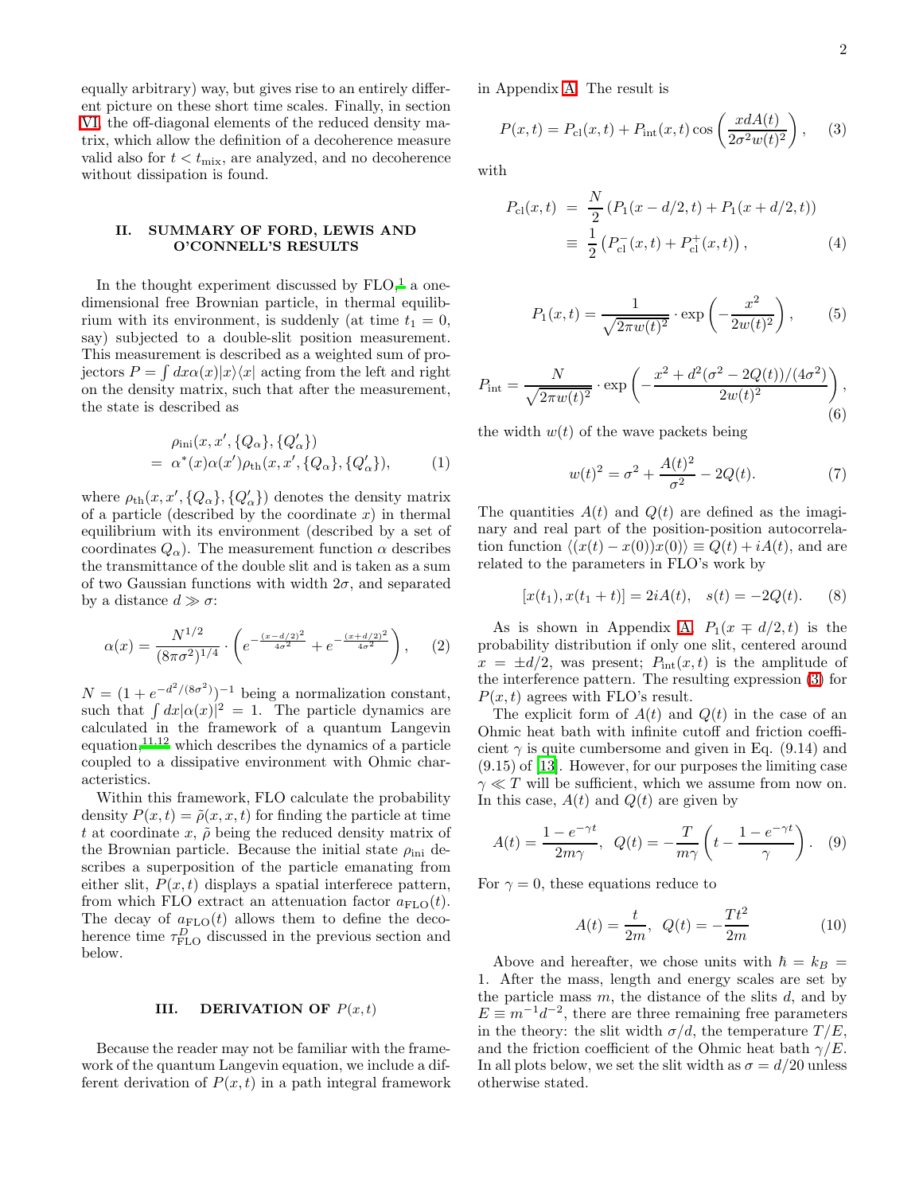equally arbitrary) way, but gives rise to an entirely different picture on these short time scales. Finally, in section VI, the off-diagonal elements of the reduced density matrix, which allow the definition of a decoherence measure valid also for $t < t_{\rm mix}$, are analyzed, and no decoherence without dissipation is found.

## II. SUMMARY OF FORD, LEWIS AND O'CONNELL'S RESULTS

In the thought experiment discussed by FLO,[1] a one-dimensional free Brownian particle, in thermal equilibrium with its environment, is suddenly (at time $t_1 = 0$, say) subjected to a double-slit position measurement. This measurement is described as a weighted sum of projectors $P = \int dx \alpha(x) |x\rangle\langle x|$ acting from the left and right on the density matrix, such that after the measurement, the state is described as

$$
\begin{aligned}
&\rho_{\rm ini}(x, x', \{Q_\alpha\}, \{Q'_\alpha\}) \\
&= \alpha^*(x)\alpha(x')\rho_{\rm th}(x, x', \{Q_\alpha\}, \{Q'_\alpha\}),
\end{aligned} \tag{1}
$$

where $\rho_{\rm th}(x, x', \{Q_\alpha\}, \{Q'_\alpha\})$ denotes the density matrix of a particle (described by the coordinate $x$) in thermal equilibrium with its environment (described by a set of coordinates $Q_\alpha$). The measurement function $\alpha$ describes the transmittance of the double slit and is taken as a sum of two Gaussian functions with width $2\sigma$, and separated by a distance $d \gg \sigma$:

$$
\alpha(x) = \frac{N^{1/2}}{(8\pi\sigma^2)^{1/4}} \cdot \left( e^{-\frac{(x-d/2)^2}{4\sigma^2}} + e^{-\frac{(x+d/2)^2}{4\sigma^2}} \right), \tag{2}
$$

$N = (1 + e^{-d^2/(8\sigma^2)})^{-1}$ being a normalization constant, such that $\int dx |\alpha(x)|^2 = 1$. The particle dynamics are calculated in the framework of a quantum Langevin equation,[11,12] which describes the dynamics of a particle coupled to a dissipative environment with Ohmic characteristics.

Within this framework, FLO calculate the probability density $P(x, t) = \tilde{\rho}(x, x, t)$ for finding the particle at time $t$ at coordinate $x$, $\tilde{\rho}$ being the reduced density matrix of the Brownian particle. Because the initial state $\rho_{\rm ini}$ describes a superposition of the particle emanating from either slit, $P(x, t)$ displays a spatial interfeerce pattern, from which FLO extract an attenuation factor $a_{\rm FLO}(t)$. The decay of $a_{\rm FLO}(t)$ allows them to define the decoherence time $\tau^D_{\rm FLO}$ discussed in the previous section and below.

## III. DERIVATION OF $P(x, t)$

Because the reader may not be familiar with the framework of the quantum Langevin equation, we include a different derivation of $P(x, t)$ in a path integral framework in Appendix A. The result is

$$
P(x, t) = P_{\rm cl}(x, t) + P_{\rm int}(x, t) \cos\left( \frac{x d A(t)}{2\sigma^2 w(t)^2} \right), \tag{3}
$$

with

$$
\begin{aligned}
P_{\rm cl}(x, t) &= \frac{N}{2} \left( P_1(x - d/2, t) + P_1(x + d/2, t) \right) \\
&\equiv \frac{1}{2} \left( P^-_{\rm cl}(x, t) + P^+_{\rm cl}(x, t) \right),
\end{aligned} \tag{4}
$$

$$
P_1(x, t) = \frac{1}{\sqrt{2\pi w(t)^2}} \cdot \exp\left( -\frac{x^2}{2w(t)^2} \right), \tag{5}
$$

$$
P_{\rm int} = \frac{N}{\sqrt{2\pi w(t)^2}} \cdot \exp\left( -\frac{x^2 + d^2(\sigma^2 - 2Q(t))/(4\sigma^2)}{2w(t)^2} \right), \tag{6}
$$

the width $w(t)$ of the wave packets being

$$
w(t)^2 = \sigma^2 + \frac{A(t)^2}{\sigma^2} - 2Q(t). \tag{7}
$$

The quantities $A(t)$ and $Q(t)$ are defined as the imaginary and real part of the position-position autocorrelation function $\langle (x(t) - x(0))x(0) \rangle \equiv Q(t) + iA(t)$, and are related to the parameters in FLO's work by

$$
[x(t_1), x(t_1 + t)] = 2iA(t), \quad s(t) = -2Q(t). \tag{8}
$$

As is shown in Appendix A, $P_1(x \mp d/2, t)$ is the probability distribution if only one slit, centered around $x = \pm d/2$, was present; $P_{\rm int}(x, t)$ is the amplitude of the interference pattern. The resulting expression (3) for $P(x, t)$ agrees with FLO's result.

The explicit form of $A(t)$ and $Q(t)$ in the case of an Ohmic heat bath with infinite cutoff and friction coefficient $\gamma$ is quite cumbersome and given in Eq. (9.14) and (9.15) of [13]. However, for our purposes the limiting case $\gamma \ll T$ will be sufficient, which we assume from now on. In this case, $A(t)$ and $Q(t)$ are given by

$$
A(t) = \frac{1 - e^{-\gamma t}}{2m\gamma}, \quad Q(t) = -\frac{T}{m\gamma} \left( t - \frac{1 - e^{-\gamma t}}{\gamma} \right). \tag{9}
$$

For $\gamma = 0$, these equations reduce to

$$
A(t) = \frac{t}{2m}, \quad Q(t) = -\frac{Tt^2}{2m} \tag{10}
$$

Above and hereafter, we chose units with $\hbar = k_B = 1$. After the mass, length and energy scales are set by the particle mass $m$, the distance of the slits $d$, and by $E \equiv m^{-1}d^{-2}$, there are three remaining free parameters in the theory: the slit width $\sigma/d$, the temperature $T/E$, and the friction coefficient of the Ohmic heat bath $\gamma/E$. In all plots below, we set the slit width as $\sigma = d/20$ unless otherwise stated.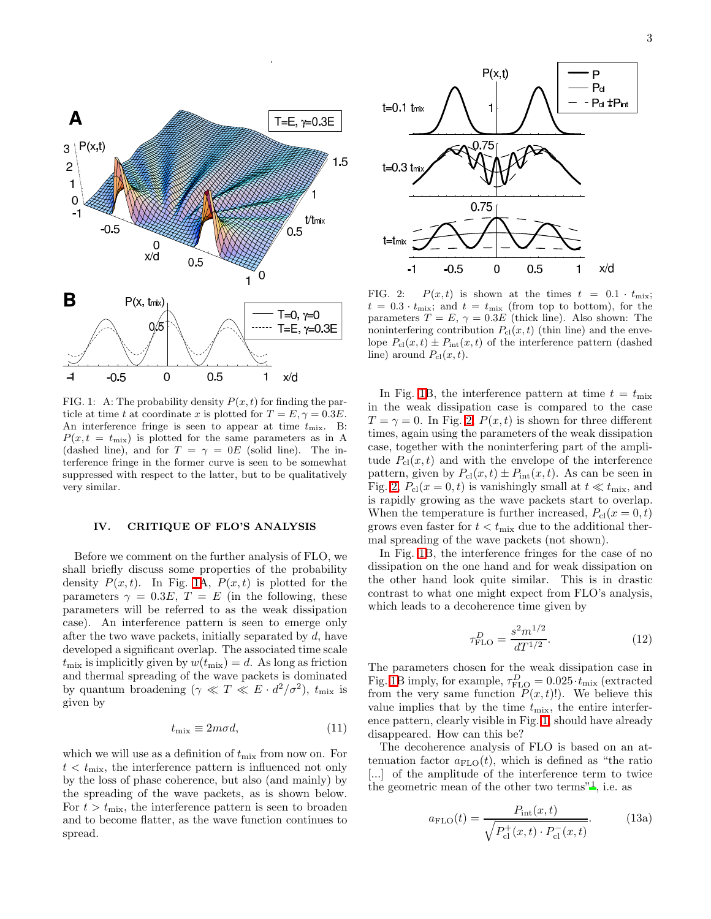FIG. 1: A: The probability density $P(x,t)$ for finding the particle at time $t$ at coordinate $x$ is plotted for $T = E, \gamma = 0.3E$. An interference fringe is seen to appear at time $t_{\rm mix}$. B: $P(x, t = t_{\rm mix})$ is plotted for the same parameters as in A (dashed line), and for $T = \gamma = 0E$ (solid line). The interference fringe in the former curve is seen to be somewhat suppressed with respect to the latter, but to be qualitatively very similar.

## IV. CRITIQUE OF FLO'S ANALYSIS

Before we comment on the further analysis of FLO, we shall briefly discuss some properties of the probability density $P(x,t)$. In Fig. 1A, $P(x,t)$ is plotted for the parameters $\gamma = 0.3E$, $T = E$ (in the following, these parameters will be referred to as the weak dissipation case). An interference pattern is seen to emerge only after the two wave packets, initially separated by $d$, have developed a significant overlap. The associated time scale $t_{\rm mix}$ is implicitly given by $w(t_{\rm mix}) = d$. As long as friction and thermal spreading of the wave packets is dominated by quantum broadening ($\gamma \ll T \ll E \cdot d^2/\sigma^2$), $t_{\rm mix}$ is given by

$$t_{\rm mix} \equiv 2m\sigma d, \tag{11}$$

which we will use as a definition of $t_{\rm mix}$ from now on. For $t < t_{\rm mix}$, the interference pattern is influenced not only by the loss of phase coherence, but also (and mainly) by the spreading of the wave packets, as is shown below. For $t > t_{\rm mix}$, the interference pattern is seen to broaden and to become flatter, as the wave function continues to spread.

FIG. 2: $P(x,t)$ is shown at the times $t = 0.1 \cdot t_{\rm mix}$; $t = 0.3 \cdot t_{\rm mix}$; and $t = t_{\rm mix}$ (from top to bottom), for the parameters $T = E$, $\gamma = 0.3E$ (thick line). Also shown: The noninterfering contribution $P_{\rm cl}(x,t)$ (thin line) and the envelope $P_{\rm cl}(x,t) \pm P_{\rm int}(x,t)$ of the interference pattern (dashed line) around $P_{\rm cl}(x,t)$.

In Fig. 1B, the interference pattern at time $t = t_{\rm mix}$ in the weak dissipation case is compared to the case $T = \gamma = 0$. In Fig. 2, $P(x,t)$ is shown for three different times, again using the parameters of the weak dissipation case, together with the noninterfering part of the amplitude $P_{\rm cl}(x,t)$ and with the envelope of the interference pattern, given by $P_{\rm cl}(x,t) \pm P_{\rm int}(x,t)$. As can be seen in Fig. 2, $P_{\rm cl}(x = 0,t)$ is vanishingly small at $t \ll t_{\rm mix}$, and is rapidly growing as the wave packets start to overlap. When the temperature is further increased, $P_{\rm cl}(x = 0,t)$ grows even faster for $t < t_{\rm mix}$ due to the additional thermal spreading of the wave packets (not shown).

In Fig. 1B, the interference fringes for the case of no dissipation on the one hand and for weak dissipation on the other hand look quite similar. This is in drastic contrast to what one might expect from FLO's analysis, which leads to a decoherence time given by

$$\tau^D_{\rm FLO} = \frac{s^2 m^{1/2}}{dT^{1/2}}. \tag{12}$$

The parameters chosen for the weak dissipation case in Fig. 1B imply, for example, $\tau^D_{\rm FLO} = 0.025 \cdot t_{\rm mix}$ (extracted from the very same function $P(x,t)$!). We believe this value implies that by the time $t_{\rm mix}$, the entire interference pattern, clearly visible in Fig. 1, should have already disappeared. How can this be?

The decoherence analysis of FLO is based on an attenuation factor $a_{\rm FLO}(t)$, which is defined as "the ratio [...] of the amplitude of the interference term to twice the geometric mean of the other two terms"[1], i.e. as

$$a_{\rm FLO}(t) = \frac{P_{\rm int}(x,t)}{\sqrt{P^+_{\rm cl}(x,t) \cdot P^-_{\rm cl}(x,t)}}. \tag{13a}$$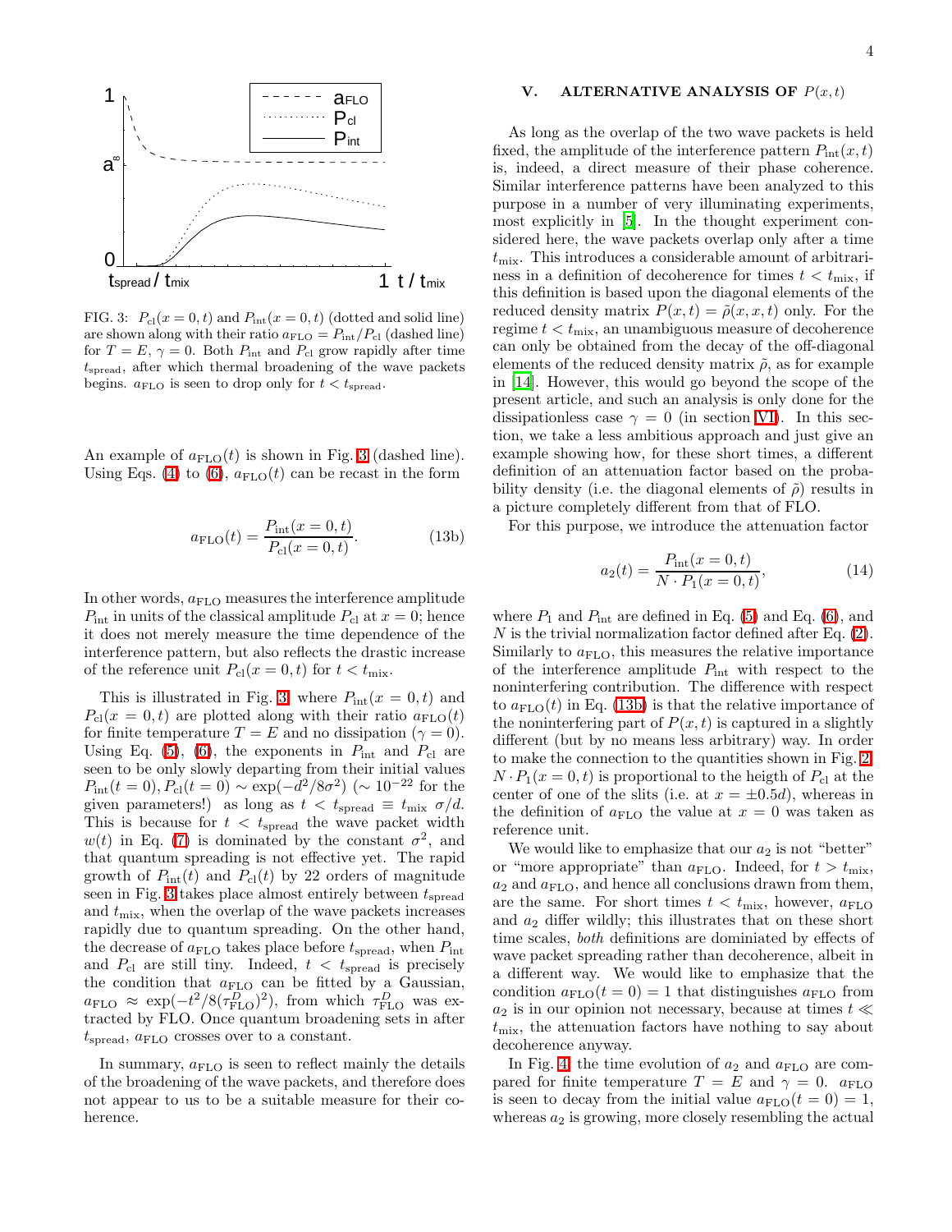FIG. 3: $P_{\rm cl}(x=0,t)$ and $P_{\rm int}(x=0,t)$ (dotted and solid line) are shown along with their ratio $a_{\rm FLO} = P_{\rm int}/P_{\rm cl}$ (dashed line) for $T = E$, $\gamma = 0$. Both $P_{\rm int}$ and $P_{\rm cl}$ grow rapidly after time $t_{\rm spread}$, after which thermal broadening of the wave packets begins. $a_{\rm FLO}$ is seen to drop only for $t < t_{\rm spread}$.

An example of $a_{\rm FLO}(t)$ is shown in Fig. 3 (dashed line). Using Eqs. (4) to (6), $a_{\rm FLO}(t)$ can be recast in the form

$$a_{\rm FLO}(t) = \frac{P_{\rm int}(x=0,t)}{P_{\rm cl}(x=0,t)}. \tag{13b}$$

In other words, $a_{\rm FLO}$ measures the interference amplitude $P_{\rm int}$ in units of the classical amplitude $P_{\rm cl}$ at $x = 0$; hence it does not merely measure the time dependence of the interference pattern, but also reflects the drastic increase of the reference unit $P_{\rm cl}(x=0,t)$ for $t < t_{\rm mix}$.

This is illustrated in Fig. 3 where $P_{\rm int}(x=0,t)$ and $P_{\rm cl}(x=0,t)$ are plotted along with their ratio $a_{\rm FLO}(t)$ for finite temperature $T = E$ and no dissipation ($\gamma = 0$). Using Eq. (5), (6), the exponents in $P_{\rm int}$ and $P_{\rm cl}$ are seen to be only slowly departing from their initial values $P_{\rm int}(t=0), P_{\rm cl}(t=0) \sim \exp(-d^2/8\sigma^2)$ ($\sim 10^{-22}$ for the given parameters!) as long as $t < t_{\rm spread} \equiv t_{\rm mix}\ \sigma/d$. This is because for $t < t_{\rm spread}$ the wave packet width $w(t)$ in Eq. (7) is dominated by the constant $\sigma^2$, and that quantum spreading is not effective yet. The rapid growth of $P_{\rm int}(t)$ and $P_{\rm cl}(t)$ by 22 orders of magnitude seen in Fig. 3 takes place almost entirely between $t_{\rm spread}$ and $t_{\rm mix}$, when the overlap of the wave packets increases rapidly due to quantum spreading. On the other hand, the decrease of $a_{\rm FLO}$ takes place before $t_{\rm spread}$, when $P_{\rm int}$ and $P_{\rm cl}$ are still tiny. Indeed, $t < t_{\rm spread}$ is precisely the condition that $a_{\rm FLO}$ can be fitted by a Gaussian, $a_{\rm FLO} \approx \exp(-t^2/8(\tau^D_{\rm FLO})^2)$, from which $\tau^D_{\rm FLO}$ was extracted by FLO. Once quantum broadening sets in after $t_{\rm spread}$, $a_{\rm FLO}$ crosses over to a constant.

In summary, $a_{\rm FLO}$ is seen to reflect mainly the details of the broadening of the wave packets, and therefore does not appear to us to be a suitable measure for their coherence.

## V. ALTERNATIVE ANALYSIS OF $P(x,t)$

As long as the overlap of the two wave packets is held fixed, the amplitude of the interference pattern $P_{\rm int}(x,t)$ is, indeed, a direct measure of their phase coherence. Similar interference patterns have been analyzed to this purpose in a number of very illuminating experiments, most explicitly in [5]. In the thought experiment considered here, the wave packets overlap only after a time $t_{\rm mix}$. This introduces a considerable amount of arbitrariness in a definition of decoherence for times $t < t_{\rm mix}$, if this definition is based upon the diagonal elements of the reduced density matrix $P(x,t) = \tilde\rho(x,x,t)$ only. For the regime $t < t_{\rm mix}$, an unambiguous measure of decoherence can only be obtained from the decay of the off-diagonal elements of the reduced density matrix $\tilde\rho$, as for example in [14]. However, this would go beyond the scope of the present article, and such an analysis is only done for the dissipationless case $\gamma = 0$ (in section VI). In this section, we take a less ambitious approach and just give an example showing how, for these short times, a different definition of an attenuation factor based on the probability density (i.e. the diagonal elements of $\tilde\rho$) results in a picture completely different from that of FLO.

For this purpose, we introduce the attenuation factor

$$a_2(t) = \frac{P_{\rm int}(x=0,t)}{N\cdot P_1(x=0,t)}, \tag{14}$$

where $P_1$ and $P_{\rm int}$ are defined in Eq. (5) and Eq. (6), and $N$ is the trivial normalization factor defined after Eq. (2). Similarly to $a_{\rm FLO}$, this measures the relative importance of the interference amplitude $P_{\rm int}$ with respect to the noninterfering contribution. The difference with respect to $a_{\rm FLO}(t)$ in Eq. (13b) is that the relative importance of the noninterfering part of $P(x,t)$ is captured in a slightly different (but by no means less arbitrary) way. In order to make the connection to the quantities shown in Fig. 2, $N\cdot P_1(x=0,t)$ is proportional to the heigth of $P_{\rm cl}$ at the center of one of the slits (i.e. at $x = \pm 0.5d$), whereas in the definition of $a_{\rm FLO}$ the value at $x = 0$ was taken as reference unit.

We would like to emphasize that our $a_2$ is not "better" or "more appropriate" than $a_{\rm FLO}$. Indeed, for $t > t_{\rm mix}$, $a_2$ and $a_{\rm FLO}$, and hence all conclusions drawn from them, are the same. For short times $t < t_{\rm mix}$, however, $a_{\rm FLO}$ and $a_2$ differ wildly; this illustrates that on these short time scales, *both* definitions are dominated by effects of wave packet spreading rather than decoherence, albeit in a different way. We would like to emphasize that the condition $a_{\rm FLO}(t=0) = 1$ that distinguishes $a_{\rm FLO}$ from $a_2$ is in our opinion not necessary, because at times $t \ll t_{\rm mix}$, the attenuation factors have nothing to say about decoherence anyway.

In Fig. 4, the time evolution of $a_2$ and $a_{\rm FLO}$ are compared for finite temperature $T = E$ and $\gamma = 0$. $a_{\rm FLO}$ is seen to decay from the initial value $a_{\rm FLO}(t=0) = 1$, whereas $a_2$ is growing, more closely resembling the actual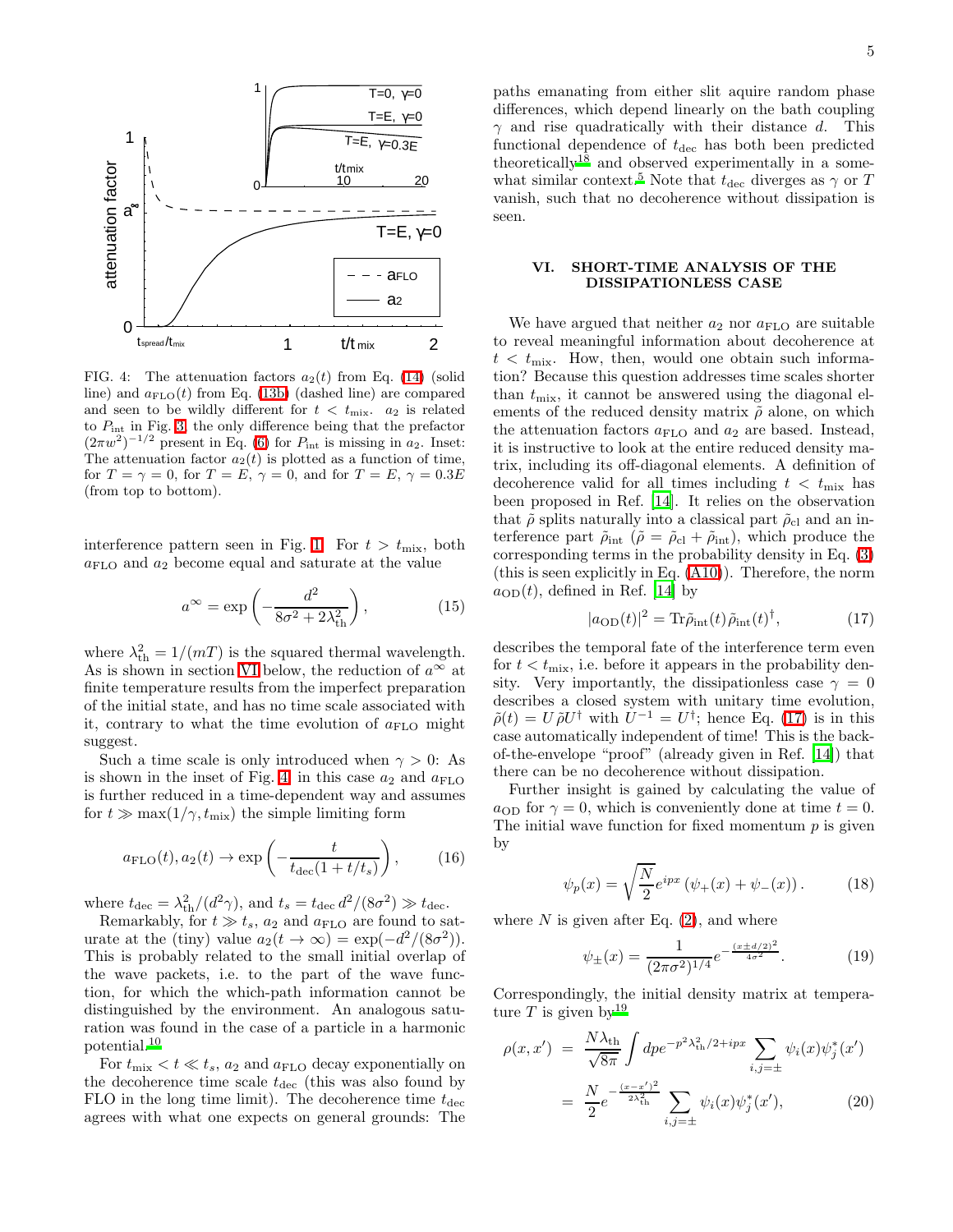FIG. 4: The attenuation factors $a_2(t)$ from Eq. (14) (solid line) and $a_{\rm FLO}(t)$ from Eq. (13b) (dashed line) are compared and seen to be wildly different for $t < t_{\rm mix}$. $a_2$ is related to $P_{\rm int}$ in Fig. 3, the only difference being that the prefactor $(2\pi w^2)^{-1/2}$ present in Eq. (6) for $P_{\rm int}$ is missing in $a_2$. Inset: The attenuation factor $a_2(t)$ is plotted as a function of time, for $T = \gamma = 0$, for $T = E$, $\gamma = 0$, and for $T = E$, $\gamma = 0.3E$ (from top to bottom).

interference pattern seen in Fig. 1. For $t > t_{\rm mix}$, both $a_{\rm FLO}$ and $a_2$ become equal and saturate at the value

$$a^\infty = \exp\left(-\frac{d^2}{8\sigma^2 + 2\lambda_{\rm th}^2}\right), \tag{15}$$

where $\lambda_{\rm th}^2 = 1/(mT)$ is the squared thermal wavelength. As is shown in section VI below, the reduction of $a^\infty$ at finite temperature results from the imperfect preparation of the initial state, and has no time scale associated with it, contrary to what the time evolution of $a_{\rm FLO}$ might suggest.

Such a time scale is only introduced when $\gamma > 0$: As is shown in the inset of Fig. 4, in this case $a_2$ and $a_{\rm FLO}$ is further reduced in a time-dependent way and assumes for $t \gg \max(1/\gamma, t_{\rm mix})$ the simple limiting form

$$a_{\rm FLO}(t), a_2(t) \to \exp\left(-\frac{t}{t_{\rm dec}(1 + t/t_s)}\right), \tag{16}$$

where $t_{\rm dec} = \lambda_{\rm th}^2/(d^2\gamma)$, and $t_s = t_{\rm dec}\, d^2/(8\sigma^2) \gg t_{\rm dec}$.

Remarkably, for $t \gg t_s$, $a_2$ and $a_{\rm FLO}$ are found to saturate at the (tiny) value $a_2(t \to \infty) = \exp(-d^2/(8\sigma^2))$. This is probably related to the small initial overlap of the wave packets, i.e. to the part of the wave function, for which the which-path information cannot be distinguished by the environment. An analogous saturation was found in the case of a particle in a harmonic potential.[10]

For $t_{\rm mix} < t \ll t_s$, $a_2$ and $a_{\rm FLO}$ decay exponentially on the decoherence time scale $t_{\rm dec}$ (this was also found by FLO in the long time limit). The decoherence time $t_{\rm dec}$ agrees with what one expects on general grounds: The paths emanating from either slit aquire random phase differences, which depend linearly on the bath coupling $\gamma$ and rise quadratically with their distance $d$. This functional dependence of $t_{\rm dec}$ has both been predicted theoretically[18] and observed experimentally in a somewhat similar context.[5] Note that $t_{\rm dec}$ diverges as $\gamma$ or $T$ vanish, such that no decoherence without dissipation is seen.

## VI. SHORT-TIME ANALYSIS OF THE DISSIPATIONLESS CASE

We have argued that neither $a_2$ nor $a_{\rm FLO}$ are suitable to reveal meaningful information about decoherence at $t < t_{\rm mix}$. How, then, would one obtain such information? Because this question addresses time scales shorter than $t_{\rm mix}$, it cannot be answered using the diagonal elements of the reduced density matrix $\tilde\rho$ alone, on which the attenuation factors $a_{\rm FLO}$ and $a_2$ are based. Instead, it is instructive to look at the entire reduced density matrix, including its off-diagonal elements. A definition of decoherence valid for all times including $t < t_{\rm mix}$ has been proposed in Ref. [14]. It relies on the observation that $\tilde\rho$ splits naturally into a classical part $\tilde\rho_{\rm cl}$ and an interference part $\tilde\rho_{\rm int}$ ($\tilde\rho = \tilde\rho_{\rm cl} + \tilde\rho_{\rm int}$), which produce the corresponding terms in the probability density in Eq. (3) (this is seen explicitly in Eq. (A10)). Therefore, the norm $a_{\rm OD}(t)$, defined in Ref. [14] by

$$|a_{\rm OD}(t)|^2 = {\rm Tr}\tilde\rho_{\rm int}(t)\tilde\rho_{\rm int}(t)^\dagger, \tag{17}$$

describes the temporal fate of the interference term even for $t < t_{\rm mix}$, i.e. before it appears in the probability density. Very importantly, the dissipationless case $\gamma = 0$ describes a closed system with unitary time evolution, $\tilde\rho(t) = U\tilde\rho U^\dagger$ with $U^{-1} = U^\dagger$; hence Eq. (17) is in this case automatically independent of time! This is the back-of-the-envelope "proof" (already given in Ref. [14]) that there can be no decoherence without dissipation.

Further insight is gained by calculating the value of $a_{\rm OD}$ for $\gamma = 0$, which is conveniently done at time $t = 0$. The initial wave function for fixed momentum $p$ is given by

$$\psi_p(x) = \sqrt{\frac{N}{2}} e^{ipx}\left(\psi_+(x) + \psi_-(x)\right). \tag{18}$$

where $N$ is given after Eq. (2), and where

$$\psi_\pm(x) = \frac{1}{(2\pi\sigma^2)^{1/4}} e^{-\frac{(x\pm d/2)^2}{4\sigma^2}}. \tag{19}$$

Correspondingly, the initial density matrix at temperature $T$ is given by[19]

$$\begin{aligned}
\rho(x,x') &= \frac{N\lambda_{\rm th}}{\sqrt{8\pi}} \int dp e^{-p^2\lambda_{\rm th}^2/2 + ipx} \sum_{i,j=\pm} \psi_i(x)\psi_j^*(x') \\
&= \frac{N}{2} e^{-\frac{(x-x')^2}{2\lambda_{\rm th}^2}} \sum_{i,j=\pm} \psi_i(x)\psi_j^*(x'),
\end{aligned} \tag{20}$$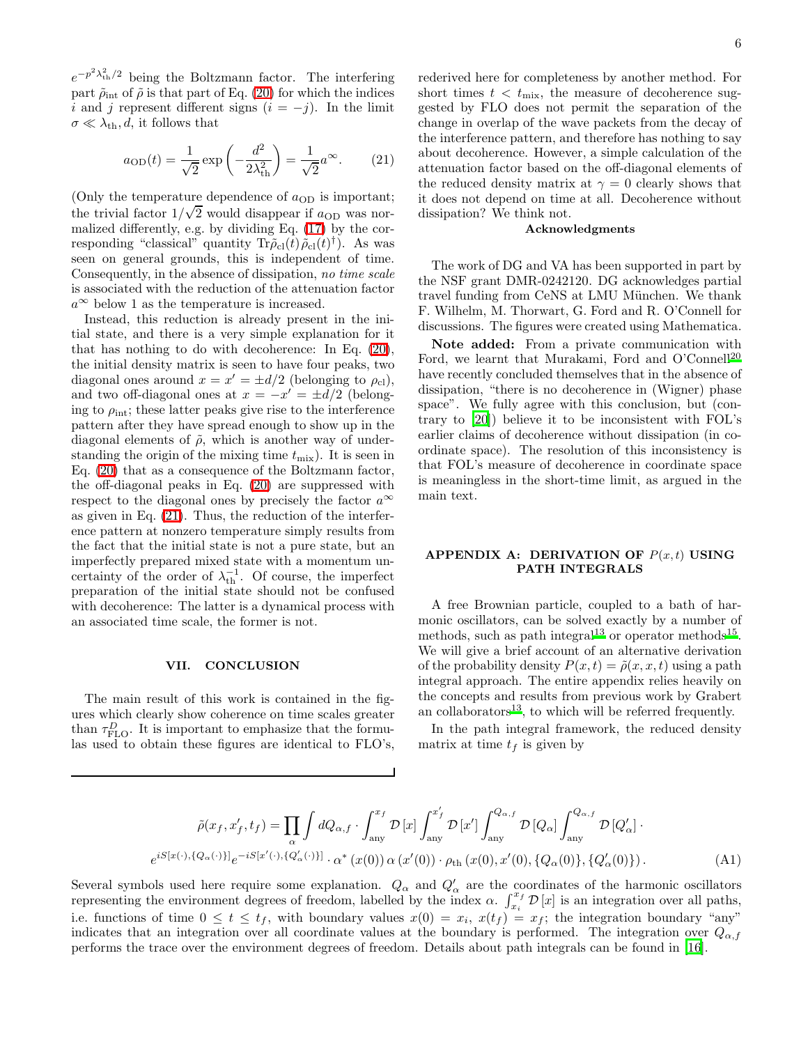$e^{-p^2\lambda_{\rm th}^2/2}$ being the Boltzmann factor. The interfering part $\tilde{\rho}_{\rm int}$ of $\tilde{\rho}$ is that part of Eq. (20) for which the indices $i$ and $j$ represent different signs ($i = -j$). In the limit $\sigma \ll \lambda_{\rm th}, d$, it follows that

$$a_{\rm OD}(t) = \frac{1}{\sqrt{2}} \exp\left(-\frac{d^2}{2\lambda_{\rm th}^2}\right) = \frac{1}{\sqrt{2}} a^{\infty}. \qquad (21)$$

(Only the temperature dependence of $a_{\rm OD}$ is important; the trivial factor $1/\sqrt{2}$ would disappear if $a_{\rm OD}$ was normalized differently, e.g. by dividing Eq. (17) by the corresponding "classical" quantity $\mathrm{Tr}\tilde{\rho}_{\rm cl}(t)\tilde{\rho}_{\rm cl}(t)^{\dagger}$). As was seen on general grounds, this is independent of time. Consequently, in the absence of dissipation, *no time scale* is associated with the reduction of the attenuation factor $a^{\infty}$ below 1 as the temperature is increased.

Instead, this reduction is already present in the initial state, and there is a very simple explanation for it that has nothing to do with decoherence: In Eq. (20), the initial density matrix is seen to have four peaks, two diagonal ones around $x = x' = \pm d/2$ (belonging to $\rho_{\rm cl}$), and two off-diagonal ones at $x = -x' = \pm d/2$ (belonging to $\rho_{\rm int}$; these latter peaks give rise to the interference pattern after they have spread enough to show up in the diagonal elements of $\tilde{\rho}$, which is another way of understanding the origin of the mixing time $t_{\rm mix}$). It is seen in Eq. (20) that as a consequence of the Boltzmann factor, the off-diagonal peaks in Eq. (20) are suppressed with respect to the diagonal ones by precisely the factor $a^{\infty}$ as given in Eq. (21). Thus, the reduction of the interference pattern at nonzero temperature simply results from the fact that the initial state is not a pure state, but an imperfectly prepared mixed state with a momentum uncertainty of the order of $\lambda_{\rm th}^{-1}$. Of course, the imperfect preparation of the initial state should not be confused with decoherence: The latter is a dynamical process with an associated time scale, the former is not.

## VII. CONCLUSION

The main result of this work is contained in the figures which clearly show coherence on time scales greater than $\tau_{\rm FLO}^{D}$. It is important to emphasize that the formulas used to obtain these figures are identical to FLO's, rederived here for completeness by another method. For short times $t < t_{\rm mix}$, the measure of decoherence suggested by FLO does not permit the separation of the change in overlap of the wave packets from the decay of the interference pattern, and therefore has nothing to say about decoherence. However, a simple calculation of the attenuation factor based on the off-diagonal elements of the reduced density matrix at $\gamma = 0$ clearly shows that it does not depend on time at all. Decoherence without dissipation? We think not.

### Acknowledgments

The work of DG and VA has been supported in part by the NSF grant DMR-0242120. DG acknowledges partial travel funding from CeNS at LMU München. We thank F. Wilhelm, M. Thorwart, G. Ford and R. O'Connell for discussions. The figures were created using Mathematica.

**Note added:** From a private communication with Ford, we learnt that Murakami, Ford and O'Connell[20] have recently concluded themselves that in the absence of dissipation, "there is no decoherence in (Wigner) phase space". We fully agree with this conclusion, but (contrary to [20]) believe it to be inconsistent with FOL's earlier claims of decoherence without dissipation (in coordinate space). The resolution of this inconsistency is that FOL's measure of decoherence in coordinate space is meaningless in the short-time limit, as argued in the main text.

## APPENDIX A: DERIVATION OF $P(x,t)$ USING PATH INTEGRALS

A free Brownian particle, coupled to a bath of harmonic oscillators, can be solved exactly by a number of methods, such as path integral[13] or operator methods[15]. We will give a brief account of an alternative derivation of the probability density $P(x,t) = \tilde{\rho}(x,x,t)$ using a path integral approach. The entire appendix relies heavily on the concepts and results from previous work by Grabert an collaborators[13], to which will be referred frequently.

In the path integral framework, the reduced density matrix at time $t_f$ is given by

$$\tilde{\rho}(x_f, x_f', t_f) = \prod_{\alpha} \int dQ_{\alpha,f} \cdot \int_{\rm any}^{x_f} \mathcal{D}\left[x\right] \int_{\rm any}^{x_f'} \mathcal{D}\left[x'\right] \int_{\rm any}^{Q_{\alpha,f}} \mathcal{D}\left[Q_\alpha\right] \int_{\rm any}^{Q_{\alpha,f}} \mathcal{D}\left[Q_\alpha'\right] \cdot$$
$$e^{iS[x(\cdot),\{Q_\alpha(\cdot)\}]} e^{-iS[x'(\cdot),\{Q_\alpha'(\cdot)\}]} \cdot \alpha^*\left(x(0)\right)\alpha\left(x'(0)\right) \cdot \rho_{\rm th}\left(x(0), x'(0), \{Q_\alpha(0)\}, \{Q_\alpha'(0)\}\right). \qquad \text{(A1)}$$

Several symbols used here require some explanation. $Q_\alpha$ and $Q_\alpha'$ are the coordinates of the harmonic oscillators representing the environment degrees of freedom, labelled by the index $\alpha$. $\int_{x_i}^{x_f} \mathcal{D}\left[x\right]$ is an integration over all paths, i.e. functions of time $0 \le t \le t_f$, with boundary values $x(0) = x_i$, $x(t_f) = x_f$; the integration boundary "any" indicates that an integration over all coordinate values at the boundary is performed. The integration over $Q_{\alpha,f}$ performs the trace over the environment degrees of freedom. Details about path integrals can be found in [16].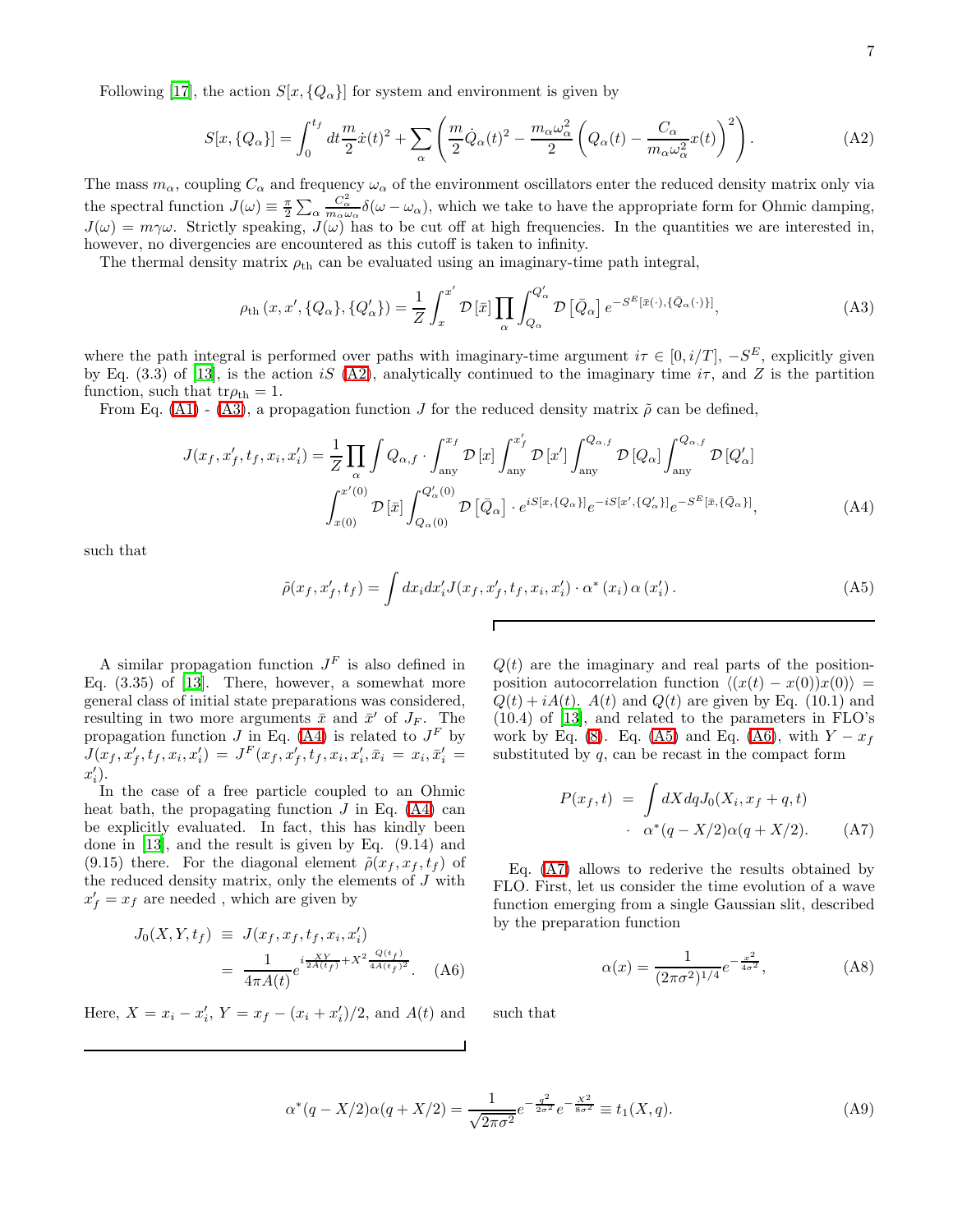Following [17], the action $S[x, \{Q_\alpha\}]$ for system and environment is given by

$$S[x, \{Q_\alpha\}] = \int_0^{t_f} dt \frac{m}{2}\dot{x}(t)^2 + \sum_\alpha \left( \frac{m}{2}\dot{Q}_\alpha(t)^2 - \frac{m_\alpha \omega_\alpha^2}{2}\left(Q_\alpha(t) - \frac{C_\alpha}{m_\alpha \omega_\alpha^2}x(t)\right)^2 \right). \tag{A2}$$

The mass $m_\alpha$, coupling $C_\alpha$ and frequency $\omega_\alpha$ of the environment oscillators enter the reduced density matrix only via the spectral function $J(\omega) \equiv \frac{\pi}{2}\sum_\alpha \frac{C_\alpha^2}{m_\alpha \omega_\alpha}\delta(\omega - \omega_\alpha)$, which we take to have the appropriate form for Ohmic damping, $J(\omega) = m\gamma\omega$. Strictly speaking, $J(\omega)$ has to be cut off at high frequencies. In the quantities we are interested in, however, no divergencies are encountered as this cutoff is taken to infinity.

The thermal density matrix $\rho_{\rm th}$ can be evaluated using an imaginary-time path integral,

$$\rho_{\rm th}\left(x, x', \{Q_\alpha\}, \{Q'_\alpha\}\right) = \frac{1}{Z}\int_x^{x'} \mathcal{D}\left[\bar{x}\right] \prod_\alpha \int_{Q_\alpha}^{Q'_\alpha} \mathcal{D}\left[\bar{Q}_\alpha\right] e^{-S^E[\bar{x}(\cdot), \{\bar{Q}_\alpha(\cdot)\}]}, \tag{A3}$$

where the path integral is performed over paths with imaginary-time argument $i\tau \in [0, i/T]$, $-S^E$, explicitly given by Eq. (3.3) of [13], is the action $iS$ (A2), analytically continued to the imaginary time $i\tau$, and $Z$ is the partition function, such that $\mathrm{tr}\rho_{\rm th} = 1$.

From Eq. (A1) - (A3), a propagation function $J$ for the reduced density matrix $\tilde{\rho}$ can be defined,

$$\begin{aligned}
J(x_f, x'_f, t_f, x_i, x'_i) = \frac{1}{Z}\prod_\alpha \int Q_{\alpha,f} \cdot \int_{\rm any}^{x_f} \mathcal{D}\left[x\right] \int_{\rm any}^{x'_f} \mathcal{D}\left[x'\right] \int_{\rm any}^{Q_{\alpha,f}} \mathcal{D}\left[Q_\alpha\right] \int_{\rm any}^{Q_{\alpha,f}} \mathcal{D}\left[Q'_\alpha\right] \\
\int_{x(0)}^{x'(0)} \mathcal{D}\left[\bar{x}\right] \int_{Q_\alpha(0)}^{Q'_\alpha(0)} \mathcal{D}\left[\bar{Q}_\alpha\right] \cdot e^{iS[x,\{Q_\alpha\}]} e^{-iS[x',\{Q'_\alpha\}]} e^{-S^E[\bar{x},\{\bar{Q}_\alpha\}]},
\end{aligned} \tag{A4}$$

such that

$$\tilde{\rho}(x_f, x'_f, t_f) = \int dx_i dx'_i J(x_f, x'_f, t_f, x_i, x'_i) \cdot \alpha^*\left(x_i\right) \alpha\left(x'_i\right). \tag{A5}$$

A similar propagation function $J^F$ is also defined in Eq. (3.35) of [13]. There, however, a somewhat more general class of initial state preparations was considered, resulting in two more arguments $\bar{x}$ and $\bar{x}'$ of $J_F$. The propagation function $J$ in Eq. (A4) is related to $J^F$ by $J(x_f, x'_f, t_f, x_i, x'_i) = J^F(x_f, x'_f, t_f, x_i, x'_i, \bar{x}_i = x_i, \bar{x}'_i = x'_i)$.

In the case of a free particle coupled to an Ohmic heat bath, the propagating function $J$ in Eq. (A4) can be explicitly evaluated. In fact, this has kindly been done in [13], and the result is given by Eq. (9.14) and (9.15) there. For the diagonal element $\tilde{\rho}(x_f, x_f, t_f)$ of the reduced density matrix, only the elements of $J$ with $x'_f = x_f$ are needed , which are given by

$$\begin{aligned}
J_0(X, Y, t_f) &\equiv J(x_f, x_f, t_f, x_i, x'_i) \\
&= \frac{1}{4\pi A(t)} e^{i\frac{XY}{2A(t_f)} + X^2\frac{Q(t_f)}{4A(t_f)^2}}.
\end{aligned} \tag{A6}$$

Here, $X = x_i - x'_i$, $Y = x_f - (x_i + x'_i)/2$, and $A(t)$ and $Q(t)$ are the imaginary and real parts of the position-position autocorrelation function $\langle (x(t) - x(0))x(0)\rangle = Q(t) + iA(t)$. $A(t)$ and $Q(t)$ are given by Eq. (10.1) and (10.4) of [13], and related to the parameters in FLO's work by Eq. (8). Eq. (A5) and Eq. (A6), with $Y - x_f$ substituted by $q$, can be recast in the compact form

$$\begin{aligned}
P(x_f, t) &= \int dX dq J_0(X_i, x_f + q, t) \\
&\cdot \alpha^*(q - X/2)\alpha(q + X/2).
\end{aligned} \tag{A7}$$

Eq. (A7) allows to rederive the results obtained by FLO. First, let us consider the time evolution of a wave function emerging from a single Gaussian slit, described by the preparation function

$$\alpha(x) = \frac{1}{(2\pi\sigma^2)^{1/4}} e^{-\frac{x^2}{4\sigma^2}}, \tag{A8}$$

such that

$$\alpha^*(q - X/2)\alpha(q + X/2) = \frac{1}{\sqrt{2\pi\sigma^2}} e^{-\frac{q^2}{2\sigma^2}} e^{-\frac{X^2}{8\sigma^2}} \equiv t_1(X, q). \tag{A9}$$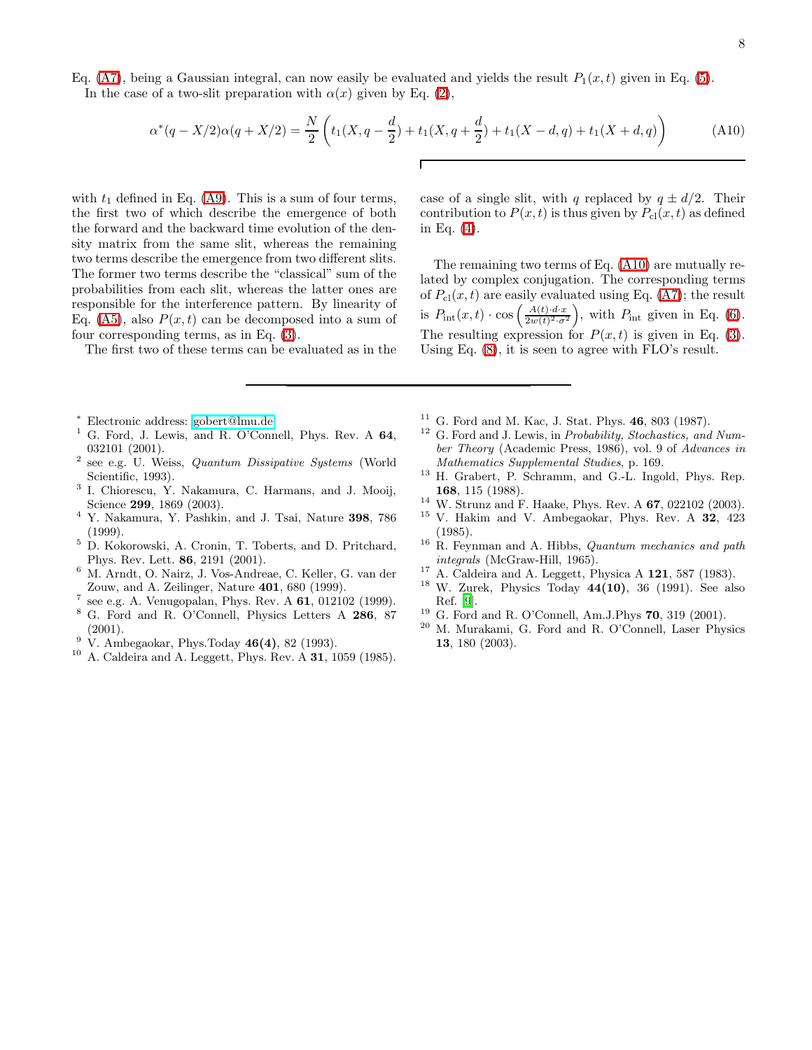Eq. (A7), being a Gaussian integral, can now easily be evaluated and yields the result $P_1(x,t)$ given in Eq. (5).

In the case of a two-slit preparation with $\alpha(x)$ given by Eq. (2),

$$\alpha^*(q - X/2)\alpha(q + X/2) = \frac{N}{2}\left(t_1(X, q - \frac{d}{2}) + t_1(X, q + \frac{d}{2}) + t_1(X - d, q) + t_1(X + d, q)\right) \tag{A10}$$

with $t_1$ defined in Eq. (A9). This is a sum of four terms, the first two of which describe the emergence of both the forward and the backward time evolution of the density matrix from the same slit, whereas the remaining two terms describe the emergence from two different slits. The former two terms describe the "classical" sum of the probabilities from each slit, whereas the latter ones are responsible for the interference pattern. By linearity of Eq. (A5), also $P(x,t)$ can be decomposed into a sum of four corresponding terms, as in Eq. (3).

The first two of these terms can be evaluated as in the case of a single slit, with $q$ replaced by $q \pm d/2$. Their contribution to $P(x,t)$ is thus given by $P_{\text{cl}}(x,t)$ as defined in Eq. (4).

The remaining two terms of Eq. (A10) are mutually related by complex conjugation. The corresponding terms of $P_{\text{cl}}(x,t)$ are easily evaluated using Eq. (A7); the result is $P_{\text{int}}(x,t) \cdot \cos\left(\frac{A(t)\cdot d\cdot x}{2w(t)^2\cdot\sigma^2}\right)$, with $P_{\text{int}}$ given in Eq. (6). The resulting expression for $P(x,t)$ is given in Eq. (3). Using Eq. (8), it is seen to agree with FLO's result.

---

[*] Electronic address: gobert@lmu.de

[1] G. Ford, J. Lewis, and R. O'Connell, Phys. Rev. A **64**, 032101 (2001).

[2] see e.g. U. Weiss, *Quantum Dissipative Systems* (World Scientific, 1993).

[3] I. Chiorescu, Y. Nakamura, C. Harmans, and J. Mooij, Science **299**, 1869 (2003).

[4] Y. Nakamura, Y. Pashkin, and J. Tsai, Nature **398**, 786 (1999).

[5] D. Kokorowski, A. Cronin, T. Toberts, and D. Pritchard, Phys. Rev. Lett. **86**, 2191 (2001).

[6] M. Arndt, O. Nairz, J. Vos-Andreae, C. Keller, G. van der Zouw, and A. Zeilinger, Nature **401**, 680 (1999).

[7] see e.g. A. Venugopalan, Phys. Rev. A **61**, 012102 (1999).

[8] G. Ford and R. O'Connell, Physics Letters A **286**, 87 (2001).

[9] V. Ambegaokar, Phys.Today **46(4)**, 82 (1993).

[10] A. Caldeira and A. Leggett, Phys. Rev. A **31**, 1059 (1985).

[11] G. Ford and M. Kac, J. Stat. Phys. **46**, 803 (1987).

[12] G. Ford and J. Lewis, in *Probability, Stochastics, and Number Theory* (Academic Press, 1986), vol. 9 of *Advances in Mathematics Supplemental Studies*, p. 169.

[13] H. Grabert, P. Schramm, and G.-L. Ingold, Phys. Rep. **168**, 115 (1988).

[14] W. Strunz and F. Haake, Phys. Rev. A **67**, 022102 (2003).

[15] V. Hakim and V. Ambegaokar, Phys. Rev. A **32**, 423 (1985).

[16] R. Feynman and A. Hibbs, *Quantum mechanics and path integrals* (McGraw-Hill, 1965).

[17] A. Caldeira and A. Leggett, Physica A **121**, 587 (1983).

[18] W. Zurek, Physics Today **44(10)**, 36 (1991). See also Ref. [9].

[19] G. Ford and R. O'Connell, Am.J.Phys **70**, 319 (2001).

[20] M. Murakami, G. Ford and R. O'Connell, Laser Physics **13**, 180 (2003).